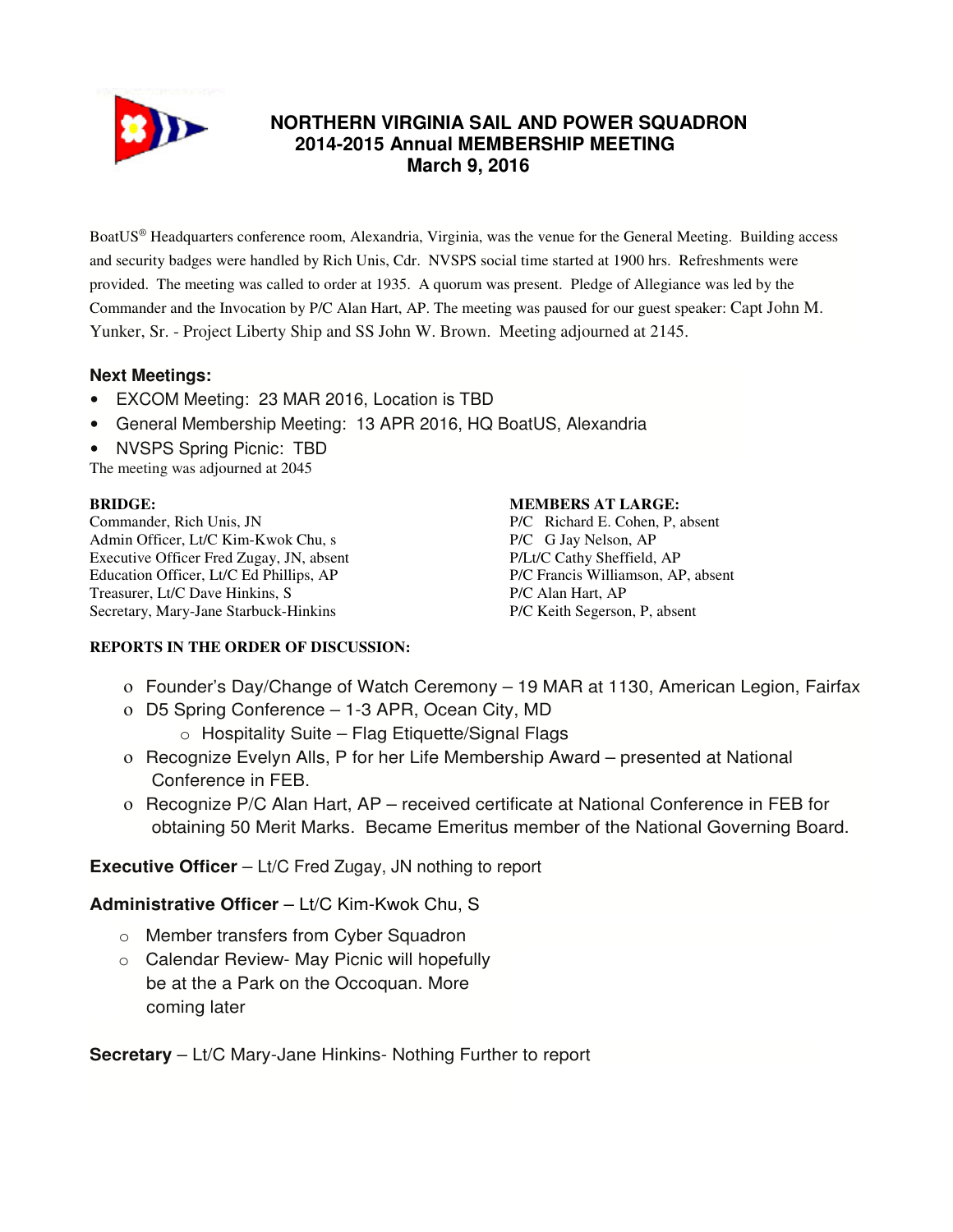# NORTHERN VIRGINIA SAIL AND POWER SQUADRON
## 2014-2015 Annual MEMBERSHIP MEETING
## March 9, 2016

BoatUS® Headquarters conference room, Alexandria, Virginia, was the venue for the General Meeting. Building access and security badges were handled by Rich Unis, Cdr. NVSPS social time started at 1900 hrs. Refreshments were provided. The meeting was called to order at 1935. A quorum was present. Pledge of Allegiance was led by the Commander and the Invocation by P/C Alan Hart, AP. The meeting was paused for our guest speaker: Capt John M. Yunker, Sr. - Project Liberty Ship and SS John W. Brown. Meeting adjourned at 2145.

**Next Meetings:**

- EXCOM Meeting: 23 MAR 2016, Location is TBD
- General Membership Meeting: 13 APR 2016, HQ BoatUS, Alexandria
- NVSPS Spring Picnic: TBD

The meeting was adjourned at 2045

**BRIDGE:**
Commander, Rich Unis, JN
Admin Officer, Lt/C Kim-Kwok Chu, s
Executive Officer Fred Zugay, JN, absent
Education Officer, Lt/C Ed Phillips, AP
Treasurer, Lt/C Dave Hinkins, S
Secretary, Mary-Jane Starbuck-Hinkins

**MEMBERS AT LARGE:**
P/C Richard E. Cohen, P, absent
P/C G Jay Nelson, AP
P/Lt/C Cathy Sheffield, AP
P/C Francis Williamson, AP, absent
P/C Alan Hart, AP
P/C Keith Segerson, P, absent

**REPORTS IN THE ORDER OF DISCUSSION:**

- Founder's Day/Change of Watch Ceremony – 19 MAR at 1130, American Legion, Fairfax
- D5 Spring Conference – 1-3 APR, Ocean City, MD
  - Hospitality Suite – Flag Etiquette/Signal Flags
- Recognize Evelyn Alls, P for her Life Membership Award – presented at National Conference in FEB.
- Recognize P/C Alan Hart, AP – received certificate at National Conference in FEB for obtaining 50 Merit Marks. Became Emeritus member of the National Governing Board.

**Executive Officer** – Lt/C Fred Zugay, JN nothing to report

**Administrative Officer** – Lt/C Kim-Kwok Chu, S

- Member transfers from Cyber Squadron
- Calendar Review- May Picnic will hopefully be at the a Park on the Occoquan. More coming later

**Secretary** – Lt/C Mary-Jane Hinkins- Nothing Further to report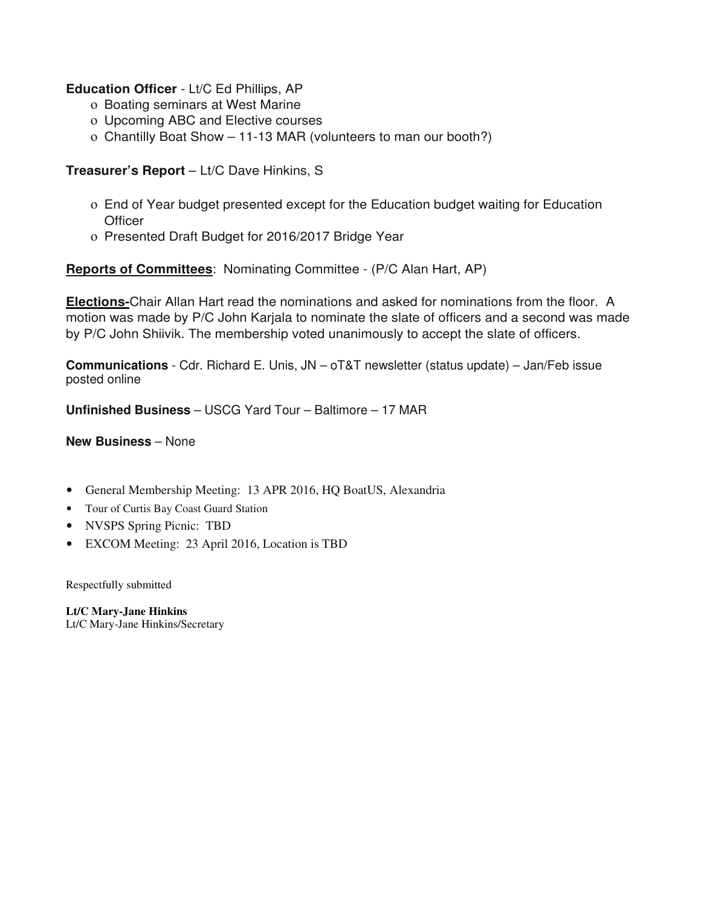**Education Officer** - Lt/C Ed Phillips, AP

- o Boating seminars at West Marine
- o Upcoming ABC and Elective courses
- o Chantilly Boat Show – 11-13 MAR (volunteers to man our booth?)

**Treasurer's Report** – Lt/C Dave Hinkins, S

- o End of Year budget presented except for the Education budget waiting for Education Officer
- o Presented Draft Budget for 2016/2017 Bridge Year

**Reports of Committees**: Nominating Committee - (P/C Alan Hart, AP)

**Elections-**Chair Allan Hart read the nominations and asked for nominations from the floor. A motion was made by P/C John Karjala to nominate the slate of officers and a second was made by P/C John Shiivik. The membership voted unanimously to accept the slate of officers.

**Communications** - Cdr. Richard E. Unis, JN – oT&T newsletter (status update) – Jan/Feb issue posted online

**Unfinished Business** – USCG Yard Tour – Baltimore – 17 MAR

**New Business** – None

- General Membership Meeting: 13 APR 2016, HQ BoatUS, Alexandria
- Tour of Curtis Bay Coast Guard Station
- NVSPS Spring Picnic: TBD
- EXCOM Meeting: 23 April 2016, Location is TBD

Respectfully submitted

**Lt/C Mary-Jane Hinkins**
Lt/C Mary-Jane Hinkins/Secretary